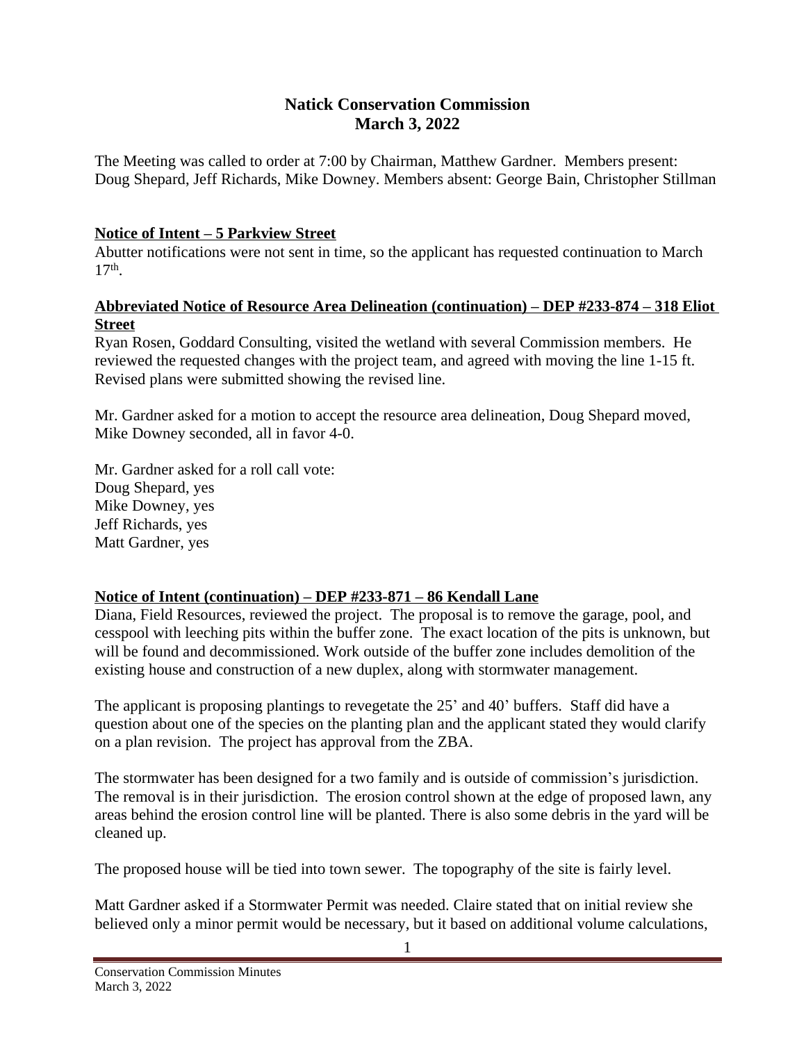# Natick Conservation Commission
## March 3, 2022

The Meeting was called to order at 7:00 by Chairman, Matthew Gardner. Members present: Doug Shepard, Jeff Richards, Mike Downey. Members absent: George Bain, Christopher Stillman

**Notice of Intent – 5 Parkview Street**

Abutter notifications were not sent in time, so the applicant has requested continuation to March 17th.

**Abbreviated Notice of Resource Area Delineation (continuation) – DEP #233-874 – 318 Eliot Street**

Ryan Rosen, Goddard Consulting, visited the wetland with several Commission members. He reviewed the requested changes with the project team, and agreed with moving the line 1-15 ft. Revised plans were submitted showing the revised line.

Mr. Gardner asked for a motion to accept the resource area delineation, Doug Shepard moved, Mike Downey seconded, all in favor 4-0.

Mr. Gardner asked for a roll call vote:
Doug Shepard, yes
Mike Downey, yes
Jeff Richards, yes
Matt Gardner, yes

**Notice of Intent (continuation) – DEP #233-871 – 86 Kendall Lane**

Diana, Field Resources, reviewed the project. The proposal is to remove the garage, pool, and cesspool with leeching pits within the buffer zone. The exact location of the pits is unknown, but will be found and decommissioned. Work outside of the buffer zone includes demolition of the existing house and construction of a new duplex, along with stormwater management.

The applicant is proposing plantings to revegetate the 25' and 40' buffers. Staff did have a question about one of the species on the planting plan and the applicant stated they would clarify on a plan revision. The project has approval from the ZBA.

The stormwater has been designed for a two family and is outside of commission's jurisdiction. The removal is in their jurisdiction. The erosion control shown at the edge of proposed lawn, any areas behind the erosion control line will be planted. There is also some debris in the yard will be cleaned up.

The proposed house will be tied into town sewer. The topography of the site is fairly level.

Matt Gardner asked if a Stormwater Permit was needed. Claire stated that on initial review she believed only a minor permit would be necessary, but it based on additional volume calculations,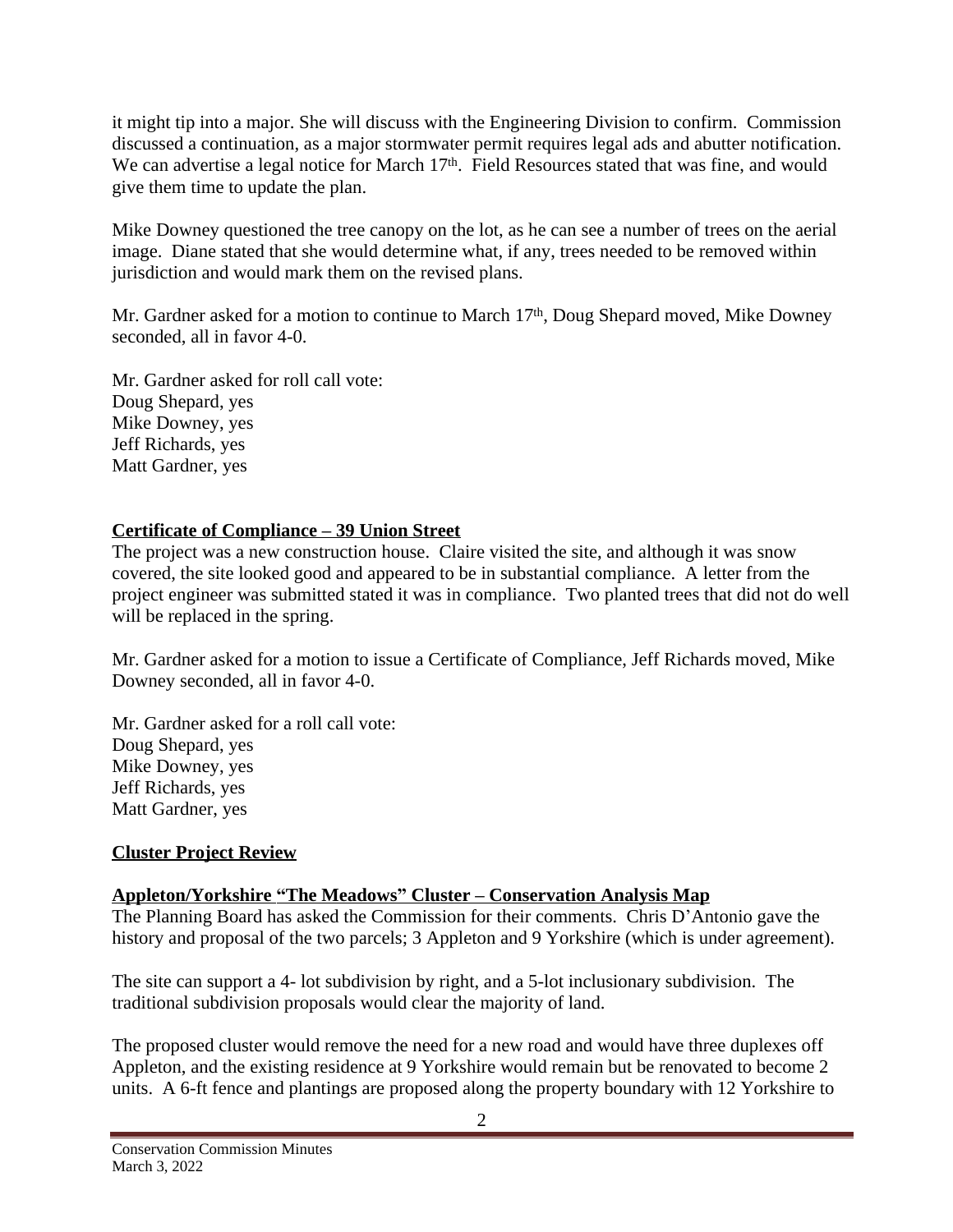it might tip into a major. She will discuss with the Engineering Division to confirm. Commission discussed a continuation, as a major stormwater permit requires legal ads and abutter notification. We can advertise a legal notice for March 17th. Field Resources stated that was fine, and would give them time to update the plan.

Mike Downey questioned the tree canopy on the lot, as he can see a number of trees on the aerial image. Diane stated that she would determine what, if any, trees needed to be removed within jurisdiction and would mark them on the revised plans.

Mr. Gardner asked for a motion to continue to March 17th, Doug Shepard moved, Mike Downey seconded, all in favor 4-0.

Mr. Gardner asked for roll call vote:
Doug Shepard, yes
Mike Downey, yes
Jeff Richards, yes
Matt Gardner, yes

**Certificate of Compliance – 39 Union Street**

The project was a new construction house. Claire visited the site, and although it was snow covered, the site looked good and appeared to be in substantial compliance. A letter from the project engineer was submitted stated it was in compliance. Two planted trees that did not do well will be replaced in the spring.

Mr. Gardner asked for a motion to issue a Certificate of Compliance, Jeff Richards moved, Mike Downey seconded, all in favor 4-0.

Mr. Gardner asked for a roll call vote:
Doug Shepard, yes
Mike Downey, yes
Jeff Richards, yes
Matt Gardner, yes

**Cluster Project Review**

**Appleton/Yorkshire "The Meadows" Cluster – Conservation Analysis Map**

The Planning Board has asked the Commission for their comments. Chris D'Antonio gave the history and proposal of the two parcels; 3 Appleton and 9 Yorkshire (which is under agreement).

The site can support a 4- lot subdivision by right, and a 5-lot inclusionary subdivision. The traditional subdivision proposals would clear the majority of land.

The proposed cluster would remove the need for a new road and would have three duplexes off Appleton, and the existing residence at 9 Yorkshire would remain but be renovated to become 2 units. A 6-ft fence and plantings are proposed along the property boundary with 12 Yorkshire to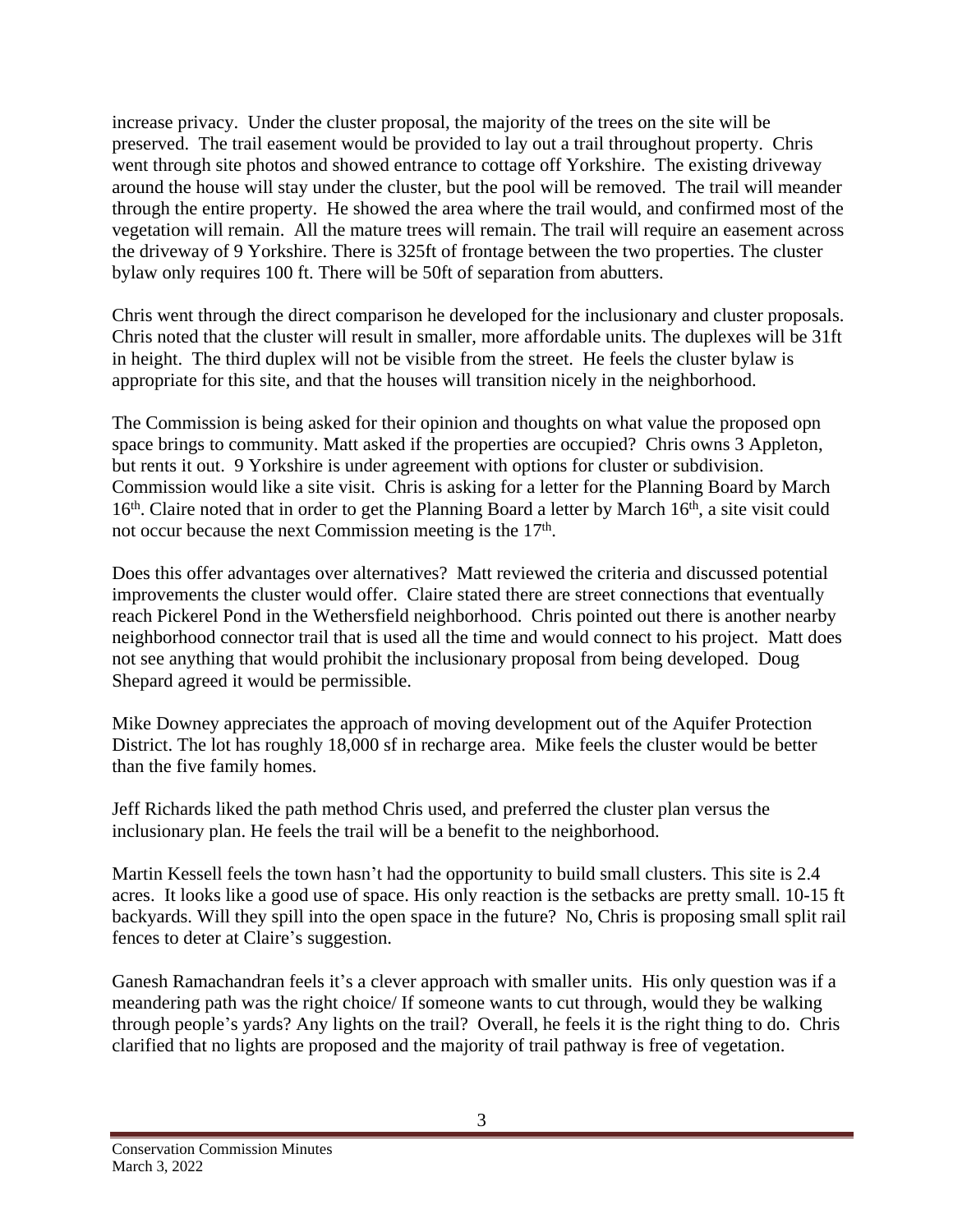increase privacy. Under the cluster proposal, the majority of the trees on the site will be preserved. The trail easement would be provided to lay out a trail throughout property. Chris went through site photos and showed entrance to cottage off Yorkshire. The existing driveway around the house will stay under the cluster, but the pool will be removed. The trail will meander through the entire property. He showed the area where the trail would, and confirmed most of the vegetation will remain. All the mature trees will remain. The trail will require an easement across the driveway of 9 Yorkshire. There is 325ft of frontage between the two properties. The cluster bylaw only requires 100 ft. There will be 50ft of separation from abutters.

Chris went through the direct comparison he developed for the inclusionary and cluster proposals. Chris noted that the cluster will result in smaller, more affordable units. The duplexes will be 31ft in height. The third duplex will not be visible from the street. He feels the cluster bylaw is appropriate for this site, and that the houses will transition nicely in the neighborhood.

The Commission is being asked for their opinion and thoughts on what value the proposed opn space brings to community. Matt asked if the properties are occupied? Chris owns 3 Appleton, but rents it out. 9 Yorkshire is under agreement with options for cluster or subdivision. Commission would like a site visit. Chris is asking for a letter for the Planning Board by March 16th. Claire noted that in order to get the Planning Board a letter by March 16th, a site visit could not occur because the next Commission meeting is the 17th.

Does this offer advantages over alternatives? Matt reviewed the criteria and discussed potential improvements the cluster would offer. Claire stated there are street connections that eventually reach Pickerel Pond in the Wethersfield neighborhood. Chris pointed out there is another nearby neighborhood connector trail that is used all the time and would connect to his project. Matt does not see anything that would prohibit the inclusionary proposal from being developed. Doug Shepard agreed it would be permissible.

Mike Downey appreciates the approach of moving development out of the Aquifer Protection District. The lot has roughly 18,000 sf in recharge area. Mike feels the cluster would be better than the five family homes.

Jeff Richards liked the path method Chris used, and preferred the cluster plan versus the inclusionary plan. He feels the trail will be a benefit to the neighborhood.

Martin Kessell feels the town hasn't had the opportunity to build small clusters. This site is 2.4 acres. It looks like a good use of space. His only reaction is the setbacks are pretty small. 10-15 ft backyards. Will they spill into the open space in the future? No, Chris is proposing small split rail fences to deter at Claire's suggestion.

Ganesh Ramachandran feels it's a clever approach with smaller units. His only question was if a meandering path was the right choice/ If someone wants to cut through, would they be walking through people's yards? Any lights on the trail? Overall, he feels it is the right thing to do. Chris clarified that no lights are proposed and the majority of trail pathway is free of vegetation.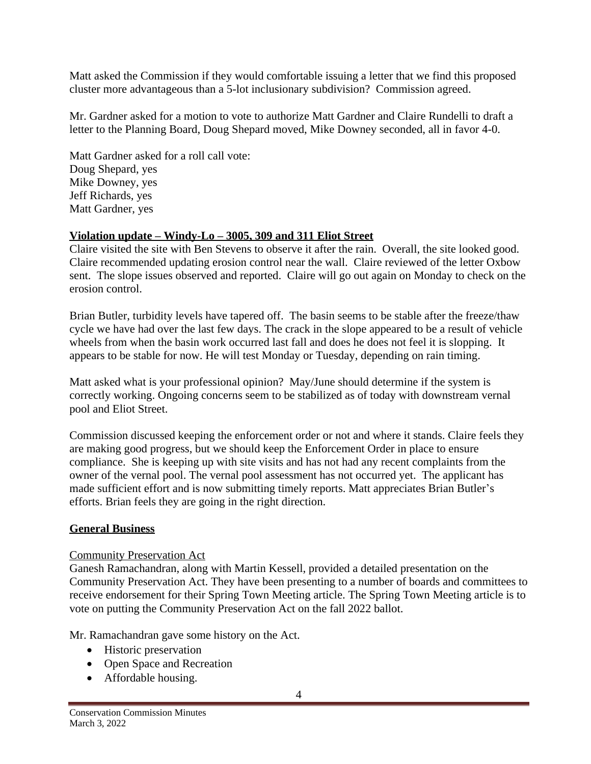Matt asked the Commission if they would comfortable issuing a letter that we find this proposed cluster more advantageous than a 5-lot inclusionary subdivision? Commission agreed.

Mr. Gardner asked for a motion to vote to authorize Matt Gardner and Claire Rundelli to draft a letter to the Planning Board, Doug Shepard moved, Mike Downey seconded, all in favor 4-0.

Matt Gardner asked for a roll call vote:
Doug Shepard, yes
Mike Downey, yes
Jeff Richards, yes
Matt Gardner, yes

**Violation update – Windy-Lo – 3005, 309 and 311 Eliot Street**

Claire visited the site with Ben Stevens to observe it after the rain. Overall, the site looked good. Claire recommended updating erosion control near the wall. Claire reviewed of the letter Oxbow sent. The slope issues observed and reported. Claire will go out again on Monday to check on the erosion control.

Brian Butler, turbidity levels have tapered off. The basin seems to be stable after the freeze/thaw cycle we have had over the last few days. The crack in the slope appeared to be a result of vehicle wheels from when the basin work occurred last fall and does he does not feel it is slopping. It appears to be stable for now. He will test Monday or Tuesday, depending on rain timing.

Matt asked what is your professional opinion? May/June should determine if the system is correctly working. Ongoing concerns seem to be stabilized as of today with downstream vernal pool and Eliot Street.

Commission discussed keeping the enforcement order or not and where it stands. Claire feels they are making good progress, but we should keep the Enforcement Order in place to ensure compliance. She is keeping up with site visits and has not had any recent complaints from the owner of the vernal pool. The vernal pool assessment has not occurred yet. The applicant has made sufficient effort and is now submitting timely reports. Matt appreciates Brian Butler's efforts. Brian feels they are going in the right direction.

**General Business**

Community Preservation Act

Ganesh Ramachandran, along with Martin Kessell, provided a detailed presentation on the Community Preservation Act. They have been presenting to a number of boards and committees to receive endorsement for their Spring Town Meeting article. The Spring Town Meeting article is to vote on putting the Community Preservation Act on the fall 2022 ballot.

Mr. Ramachandran gave some history on the Act.

- Historic preservation
- Open Space and Recreation
- Affordable housing.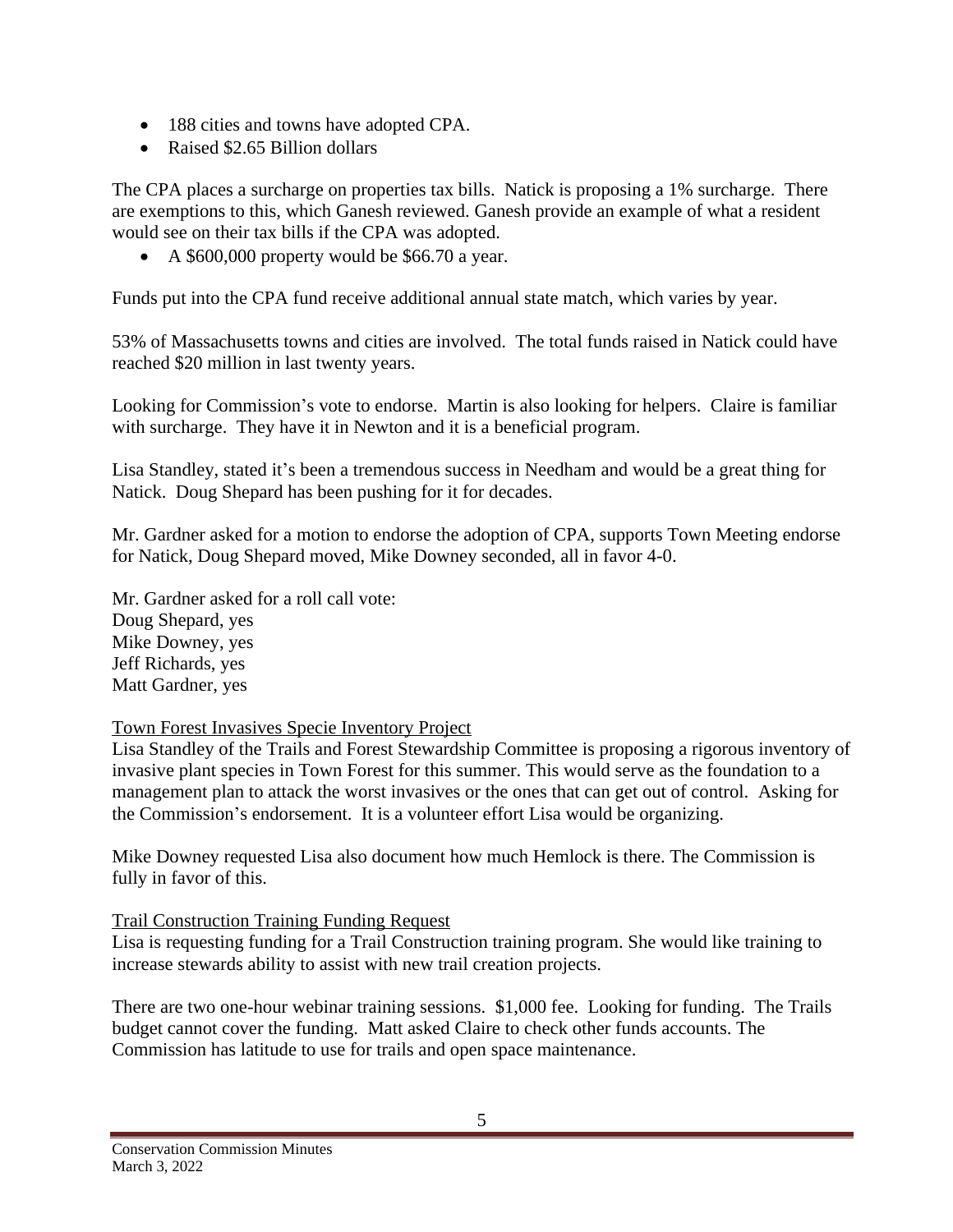- 188 cities and towns have adopted CPA.
- Raised $2.65 Billion dollars

The CPA places a surcharge on properties tax bills. Natick is proposing a 1% surcharge. There are exemptions to this, which Ganesh reviewed. Ganesh provide an example of what a resident would see on their tax bills if the CPA was adopted.

- A $600,000 property would be $66.70 a year.

Funds put into the CPA fund receive additional annual state match, which varies by year.

53% of Massachusetts towns and cities are involved. The total funds raised in Natick could have reached $20 million in last twenty years.

Looking for Commission's vote to endorse. Martin is also looking for helpers. Claire is familiar with surcharge. They have it in Newton and it is a beneficial program.

Lisa Standley, stated it's been a tremendous success in Needham and would be a great thing for Natick. Doug Shepard has been pushing for it for decades.

Mr. Gardner asked for a motion to endorse the adoption of CPA, supports Town Meeting endorse for Natick, Doug Shepard moved, Mike Downey seconded, all in favor 4-0.

Mr. Gardner asked for a roll call vote:
Doug Shepard, yes
Mike Downey, yes
Jeff Richards, yes
Matt Gardner, yes

<u>Town Forest Invasives Specie Inventory Project</u>

Lisa Standley of the Trails and Forest Stewardship Committee is proposing a rigorous inventory of invasive plant species in Town Forest for this summer. This would serve as the foundation to a management plan to attack the worst invasives or the ones that can get out of control. Asking for the Commission's endorsement. It is a volunteer effort Lisa would be organizing.

Mike Downey requested Lisa also document how much Hemlock is there. The Commission is fully in favor of this.

<u>Trail Construction Training Funding Request</u>

Lisa is requesting funding for a Trail Construction training program. She would like training to increase stewards ability to assist with new trail creation projects.

There are two one-hour webinar training sessions. $1,000 fee. Looking for funding. The Trails budget cannot cover the funding. Matt asked Claire to check other funds accounts. The Commission has latitude to use for trails and open space maintenance.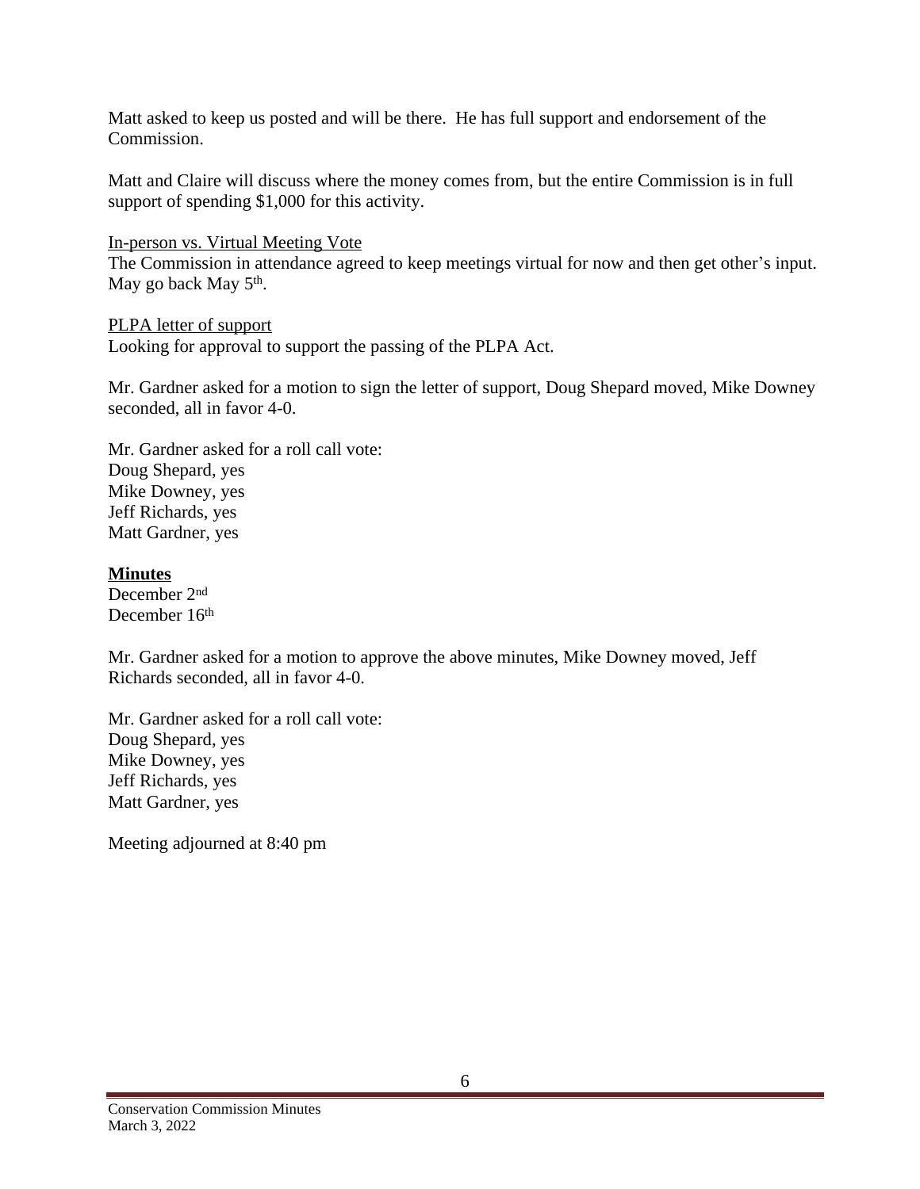Matt asked to keep us posted and will be there. He has full support and endorsement of the Commission.

Matt and Claire will discuss where the money comes from, but the entire Commission is in full support of spending $1,000 for this activity.

<u>In-person vs. Virtual Meeting Vote</u>

The Commission in attendance agreed to keep meetings virtual for now and then get other's input. May go back May 5th.

<u>PLPA letter of support</u>

Looking for approval to support the passing of the PLPA Act.

Mr. Gardner asked for a motion to sign the letter of support, Doug Shepard moved, Mike Downey seconded, all in favor 4-0.

Mr. Gardner asked for a roll call vote:
Doug Shepard, yes
Mike Downey, yes
Jeff Richards, yes
Matt Gardner, yes

**Minutes**

December 2nd
December 16th

Mr. Gardner asked for a motion to approve the above minutes, Mike Downey moved, Jeff Richards seconded, all in favor 4-0.

Mr. Gardner asked for a roll call vote:
Doug Shepard, yes
Mike Downey, yes
Jeff Richards, yes
Matt Gardner, yes

Meeting adjourned at 8:40 pm